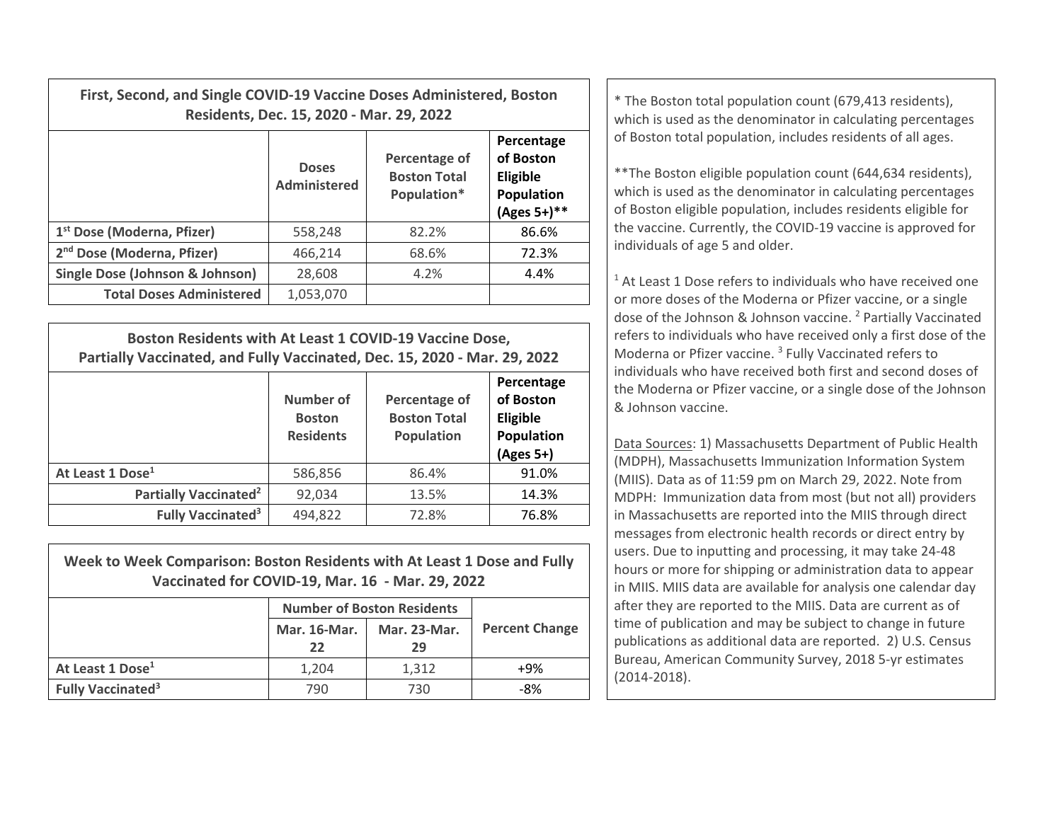| First, Second, and Single COVID-19 Vaccine Doses Administered, Boston Residents, Dec. 15, 2020 - Mar. 29, 2022 | | | |
|---|---|---|---|
| | **Doses Administered** | **Percentage of Boston Total Population*** | **Percentage of Boston Eligible Population (Ages 5+)**** |
| **1st Dose (Moderna, Pfizer)** | 558,248 | 82.2% | 86.6% |
| **2nd Dose (Moderna, Pfizer)** | 466,214 | 68.6% | 72.3% |
| **Single Dose (Johnson & Johnson)** | 28,608 | 4.2% | 4.4% |
| **Total Doses Administered** | 1,053,070 | | |

| Boston Residents with At Least 1 COVID-19 Vaccine Dose, Partially Vaccinated, and Fully Vaccinated, Dec. 15, 2020 - Mar. 29, 2022 | | | |
|---|---|---|---|
| | **Number of Boston Residents** | **Percentage of Boston Total Population** | **Percentage of Boston Eligible Population (Ages 5+)** |
| **At Least 1 Dose[1]** | 586,856 | 86.4% | 91.0% |
| **Partially Vaccinated[2]** | 92,034 | 13.5% | 14.3% |
| **Fully Vaccinated[3]** | 494,822 | 72.8% | 76.8% |

| Week to Week Comparison: Boston Residents with At Least 1 Dose and Fully Vaccinated for COVID-19, Mar. 16 - Mar. 29, 2022 | | | |
|---|---|---|---|
| | **Number of Boston Residents** | | |
| | **Mar. 16-Mar. 22** | **Mar. 23-Mar. 29** | **Percent Change** |
| **At Least 1 Dose[1]** | 1,204 | 1,312 | +9% |
| **Fully Vaccinated[3]** | 790 | 730 | -8% |

* The Boston total population count (679,413 residents), which is used as the denominator in calculating percentages of Boston total population, includes residents of all ages.

**The Boston eligible population count (644,634 residents), which is used as the denominator in calculating percentages of Boston eligible population, includes residents eligible for the vaccine. Currently, the COVID-19 vaccine is approved for individuals of age 5 and older.

[1] At Least 1 Dose refers to individuals who have received one or more doses of the Moderna or Pfizer vaccine, or a single dose of the Johnson & Johnson vaccine. [2] Partially Vaccinated refers to individuals who have received only a first dose of the Moderna or Pfizer vaccine. [3] Fully Vaccinated refers to individuals who have received both first and second doses of the Moderna or Pfizer vaccine, or a single dose of the Johnson & Johnson vaccine.

Data Sources: 1) Massachusetts Department of Public Health (MDPH), Massachusetts Immunization Information System (MIIS). Data as of 11:59 pm on March 29, 2022. Note from MDPH: Immunization data from most (but not all) providers in Massachusetts are reported into the MIIS through direct messages from electronic health records or direct entry by users. Due to inputting and processing, it may take 24-48 hours or more for shipping or administration data to appear in MIIS. MIIS data are available for analysis one calendar day after they are reported to the MIIS. Data are current as of time of publication and may be subject to change in future publications as additional data are reported. 2) U.S. Census Bureau, American Community Survey, 2018 5-yr estimates (2014-2018).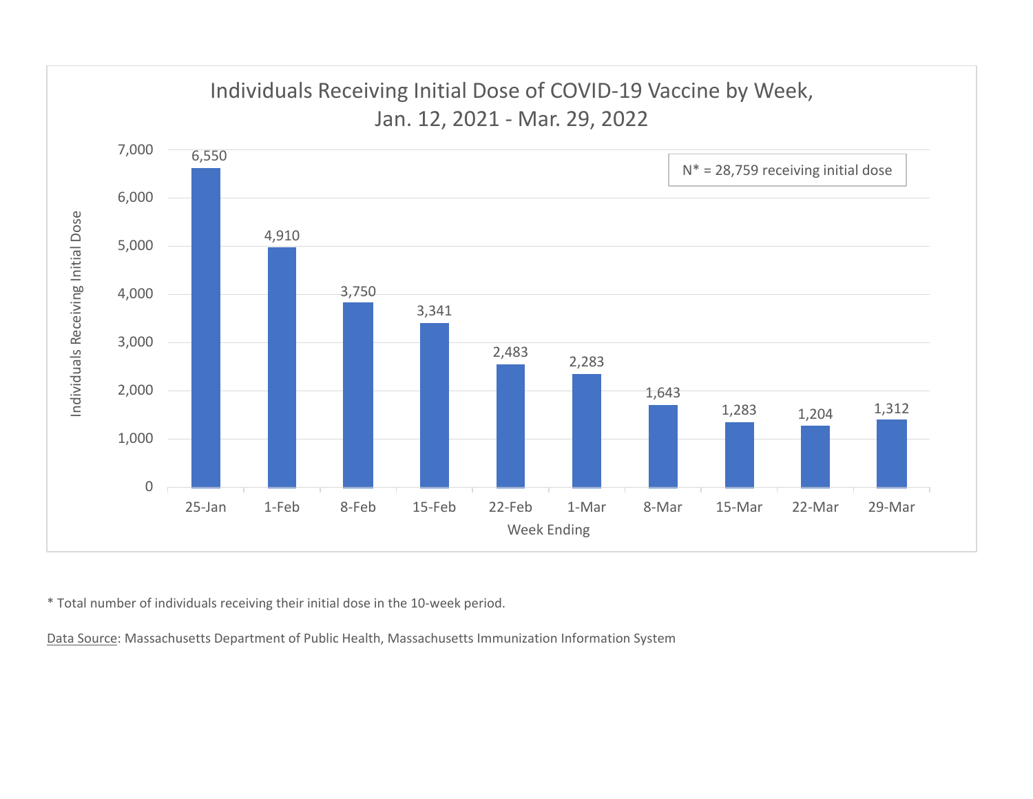## Individuals Receiving Initial Dose of COVID-19 Vaccine by Week, Jan. 12, 2021 - Mar. 29, 2022

N* = 28,759 receiving initial dose

| Week Ending | Individuals Receiving Initial Dose |
| --- | --- |
| 25-Jan | 6,550 |
| 1-Feb | 4,910 |
| 8-Feb | 3,750 |
| 15-Feb | 3,341 |
| 22-Feb | 2,483 |
| 1-Mar | 2,283 |
| 8-Mar | 1,643 |
| 15-Mar | 1,283 |
| 22-Mar | 1,204 |
| 29-Mar | 1,312 |

* Total number of individuals receiving their initial dose in the 10-week period.

Data Source: Massachusetts Department of Public Health, Massachusetts Immunization Information System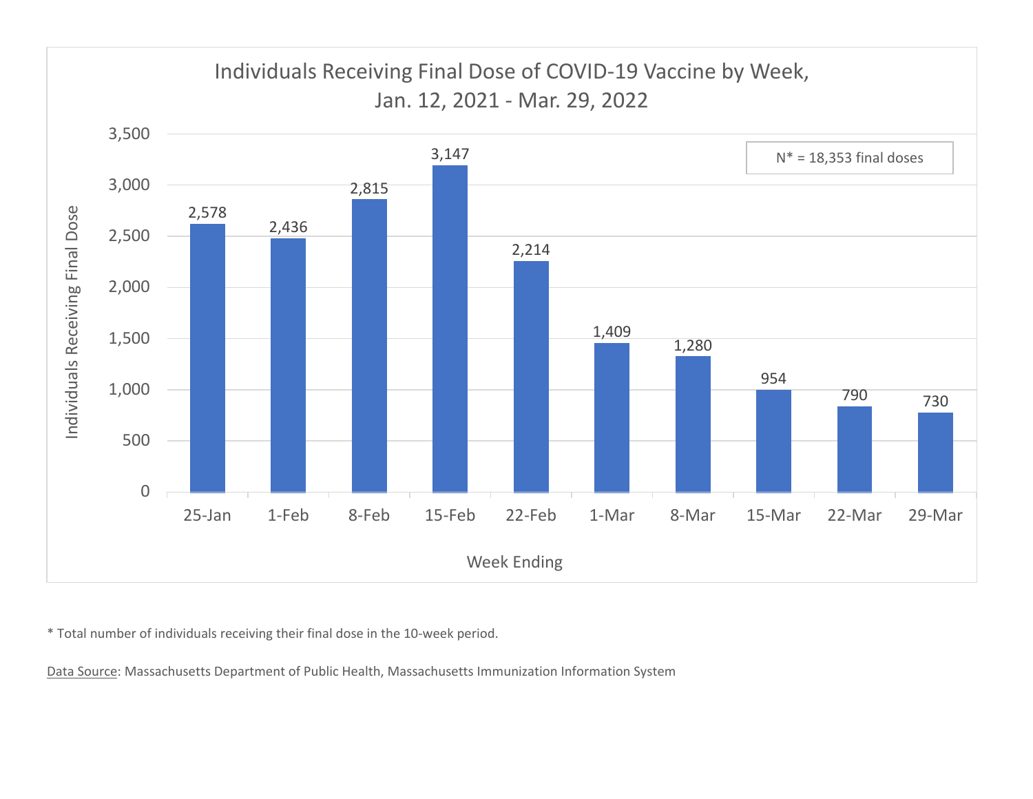## Individuals Receiving Final Dose of COVID-19 Vaccine by Week, Jan. 12, 2021 - Mar. 29, 2022

N* = 18,353 final doses

| Week Ending | Individuals Receiving Final Dose |
|---|---|
| 25-Jan | 2,578 |
| 1-Feb | 2,436 |
| 8-Feb | 2,815 |
| 15-Feb | 3,147 |
| 22-Feb | 2,214 |
| 1-Mar | 1,409 |
| 8-Mar | 1,280 |
| 15-Mar | 954 |
| 22-Mar | 790 |
| 29-Mar | 730 |

* Total number of individuals receiving their final dose in the 10-week period.

Data Source: Massachusetts Department of Public Health, Massachusetts Immunization Information System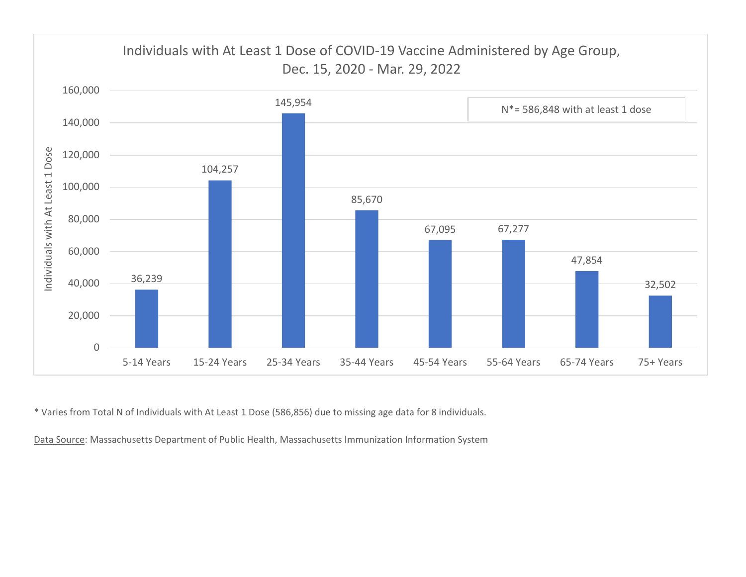## Individuals with At Least 1 Dose of COVID-19 Vaccine Administered by Age Group, Dec. 15, 2020 - Mar. 29, 2022

N*= 586,848 with at least 1 dose

| Age Group | Individuals with At Least 1 Dose |
| --- | --- |
| 5-14 Years | 36,239 |
| 15-24 Years | 104,257 |
| 25-34 Years | 145,954 |
| 35-44 Years | 85,670 |
| 45-54 Years | 67,095 |
| 55-64 Years | 67,277 |
| 65-74 Years | 47,854 |
| 75+ Years | 32,502 |

* Varies from Total N of Individuals with At Least 1 Dose (586,856) due to missing age data for 8 individuals.

Data Source: Massachusetts Department of Public Health, Massachusetts Immunization Information System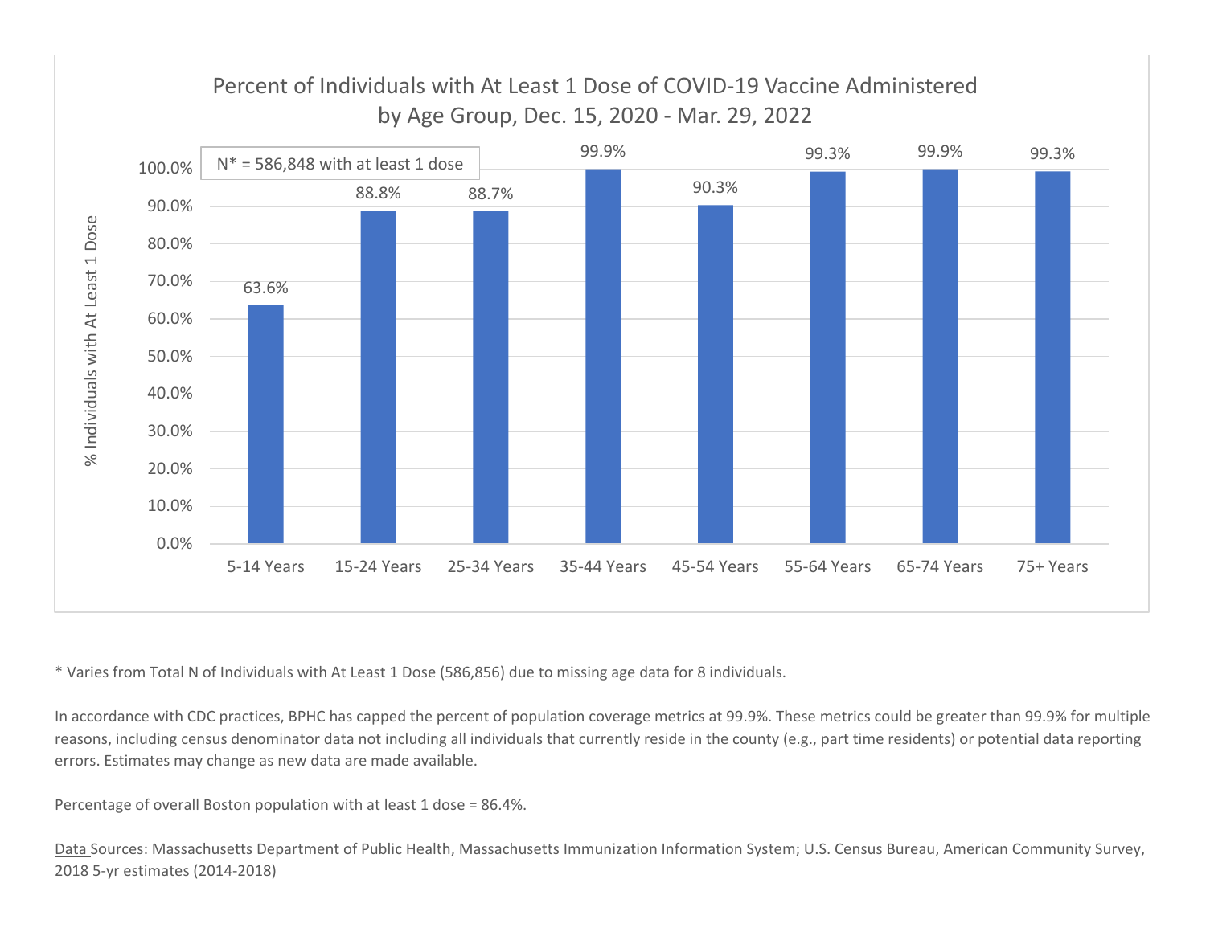## Percent of Individuals with At Least 1 Dose of COVID-19 Vaccine Administered by Age Group, Dec. 15, 2020 - Mar. 29, 2022

N* = 586,848 with at least 1 dose

| Age Group | % Individuals with At Least 1 Dose |
| --- | --- |
| 5-14 Years | 63.6% |
| 15-24 Years | 88.8% |
| 25-34 Years | 88.7% |
| 35-44 Years | 99.9% |
| 45-54 Years | 90.3% |
| 55-64 Years | 99.3% |
| 65-74 Years | 99.9% |
| 75+ Years | 99.3% |

* Varies from Total N of Individuals with At Least 1 Dose (586,856) due to missing age data for 8 individuals.

In accordance with CDC practices, BPHC has capped the percent of population coverage metrics at 99.9%. These metrics could be greater than 99.9% for multiple reasons, including census denominator data not including all individuals that currently reside in the county (e.g., part time residents) or potential data reporting errors. Estimates may change as new data are made available.

Percentage of overall Boston population with at least 1 dose = 86.4%.

Data Sources: Massachusetts Department of Public Health, Massachusetts Immunization Information System; U.S. Census Bureau, American Community Survey, 2018 5-yr estimates (2014-2018)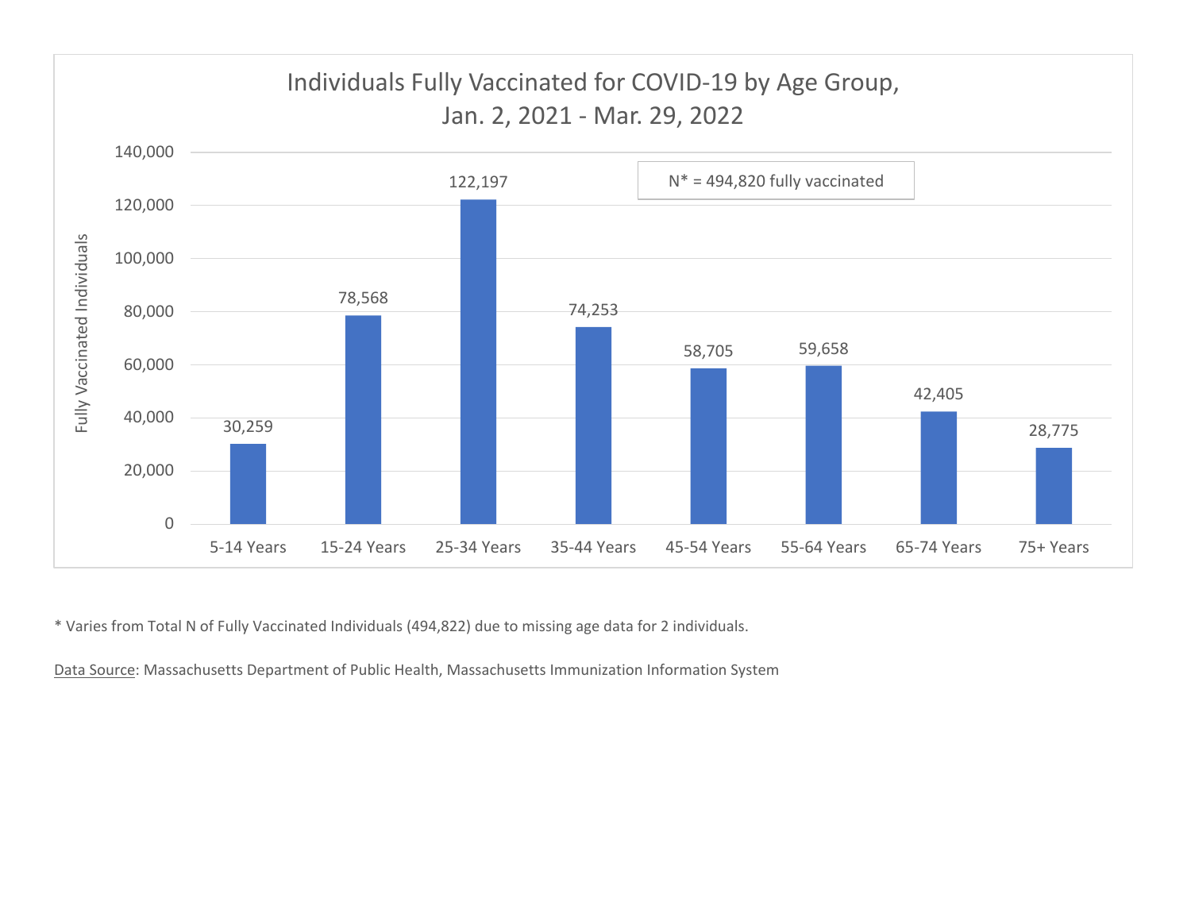## Individuals Fully Vaccinated for COVID-19 by Age Group, Jan. 2, 2021 - Mar. 29, 2022

N* = 494,820 fully vaccinated

| Age Group | Fully Vaccinated Individuals |
| --- | --- |
| 5-14 Years | 30,259 |
| 15-24 Years | 78,568 |
| 25-34 Years | 122,197 |
| 35-44 Years | 74,253 |
| 45-54 Years | 58,705 |
| 55-64 Years | 59,658 |
| 65-74 Years | 42,405 |
| 75+ Years | 28,775 |

* Varies from Total N of Fully Vaccinated Individuals (494,822) due to missing age data for 2 individuals.

Data Source: Massachusetts Department of Public Health, Massachusetts Immunization Information System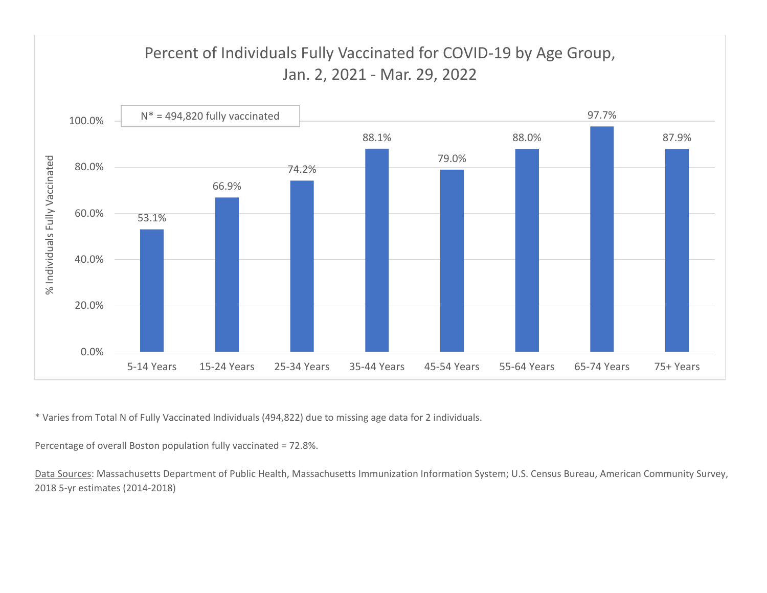## Percent of Individuals Fully Vaccinated for COVID-19 by Age Group, Jan. 2, 2021 - Mar. 29, 2022

N* = 494,820 fully vaccinated

| Age Group | % Individuals Fully Vaccinated |
|---|---|
| 5-14 Years | 53.1% |
| 15-24 Years | 66.9% |
| 25-34 Years | 74.2% |
| 35-44 Years | 88.1% |
| 45-54 Years | 79.0% |
| 55-64 Years | 88.0% |
| 65-74 Years | 97.7% |
| 75+ Years | 87.9% |

* Varies from Total N of Fully Vaccinated Individuals (494,822) due to missing age data for 2 individuals.

Percentage of overall Boston population fully vaccinated = 72.8%.

Data Sources: Massachusetts Department of Public Health, Massachusetts Immunization Information System; U.S. Census Bureau, American Community Survey, 2018 5-yr estimates (2014-2018)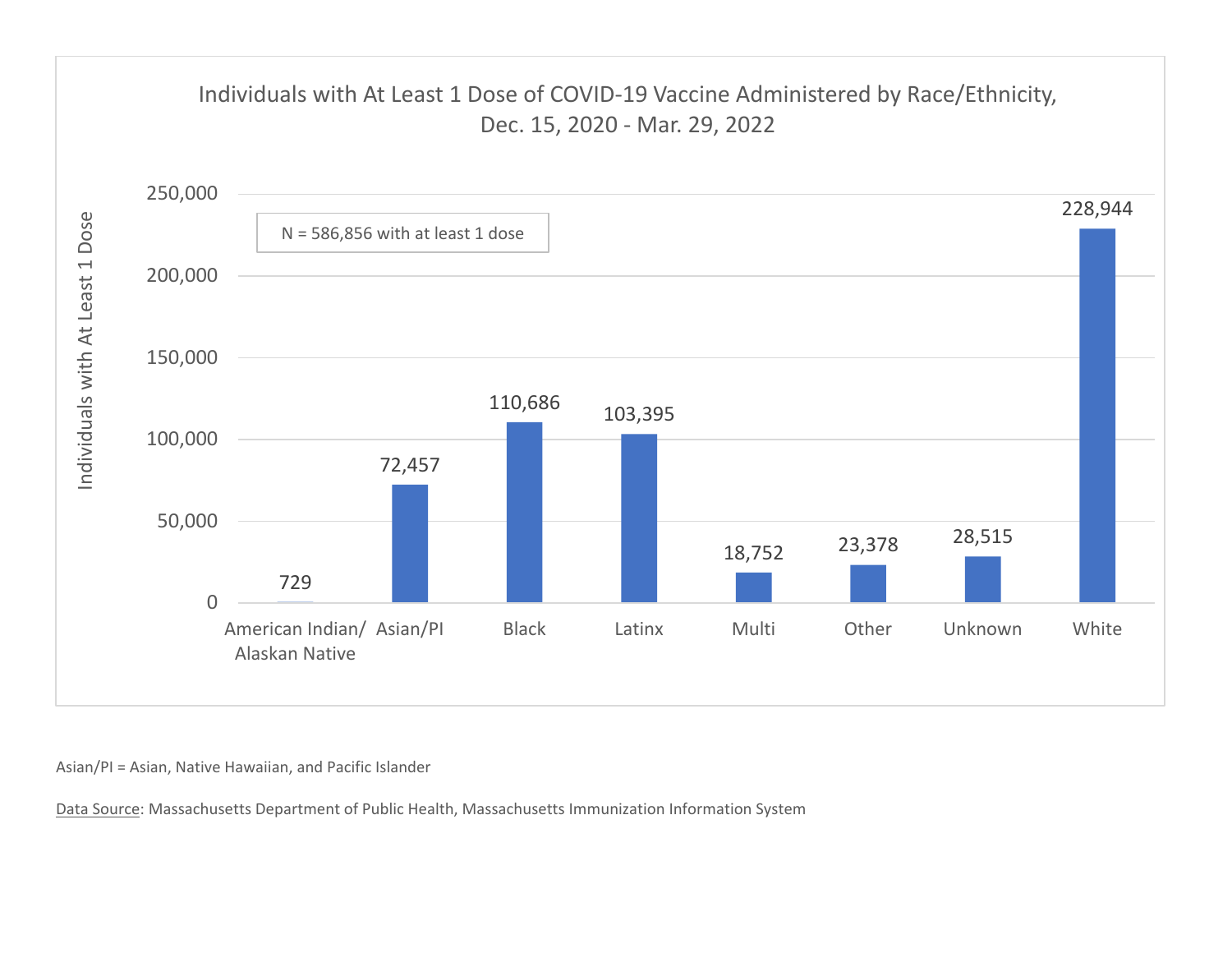## Individuals with At Least 1 Dose of COVID-19 Vaccine Administered by Race/Ethnicity, Dec. 15, 2020 - Mar. 29, 2022

N = 586,856 with at least 1 dose

| Race/Ethnicity | Individuals with At Least 1 Dose |
| --- | --- |
| American Indian/ Alaskan Native | 729 |
| Asian/PI | 72,457 |
| Black | 110,686 |
| Latinx | 103,395 |
| Multi | 18,752 |
| Other | 23,378 |
| Unknown | 28,515 |
| White | 228,944 |

Asian/PI = Asian, Native Hawaiian, and Pacific Islander

Data Source: Massachusetts Department of Public Health, Massachusetts Immunization Information System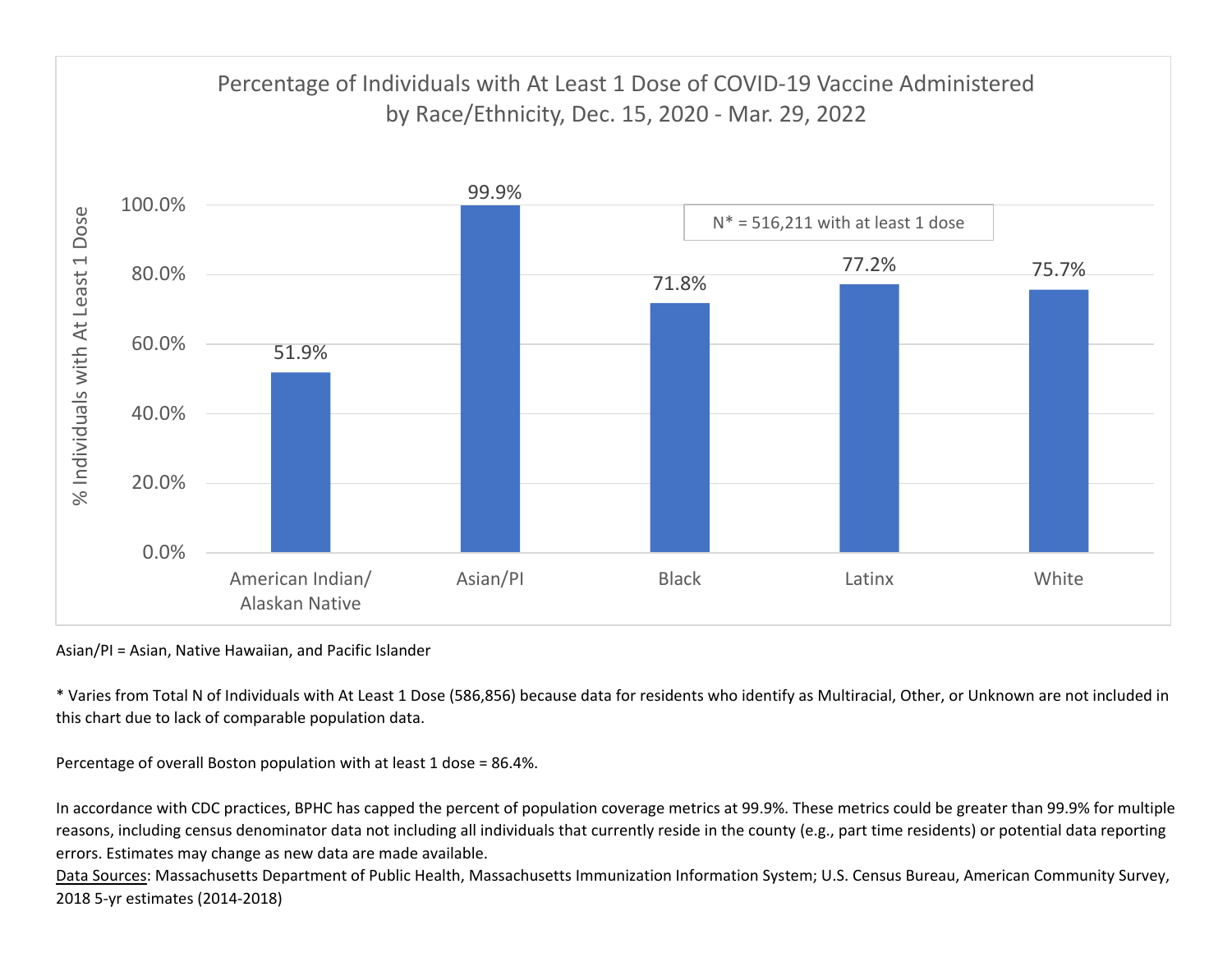## Percentage of Individuals with At Least 1 Dose of COVID-19 Vaccine Administered by Race/Ethnicity, Dec. 15, 2020 - Mar. 29, 2022

N* = 516,211 with at least 1 dose

| Race/Ethnicity | % Individuals with At Least 1 Dose |
| --- | --- |
| American Indian/ Alaskan Native | 51.9% |
| Asian/PI | 99.9% |
| Black | 71.8% |
| Latinx | 77.2% |
| White | 75.7% |

Asian/PI = Asian, Native Hawaiian, and Pacific Islander

* Varies from Total N of Individuals with At Least 1 Dose (586,856) because data for residents who identify as Multiracial, Other, or Unknown are not included in this chart due to lack of comparable population data.

Percentage of overall Boston population with at least 1 dose = 86.4%.

In accordance with CDC practices, BPHC has capped the percent of population coverage metrics at 99.9%. These metrics could be greater than 99.9% for multiple reasons, including census denominator data not including all individuals that currently reside in the county (e.g., part time residents) or potential data reporting errors. Estimates may change as new data are made available.

Data Sources: Massachusetts Department of Public Health, Massachusetts Immunization Information System; U.S. Census Bureau, American Community Survey, 2018 5-yr estimates (2014-2018)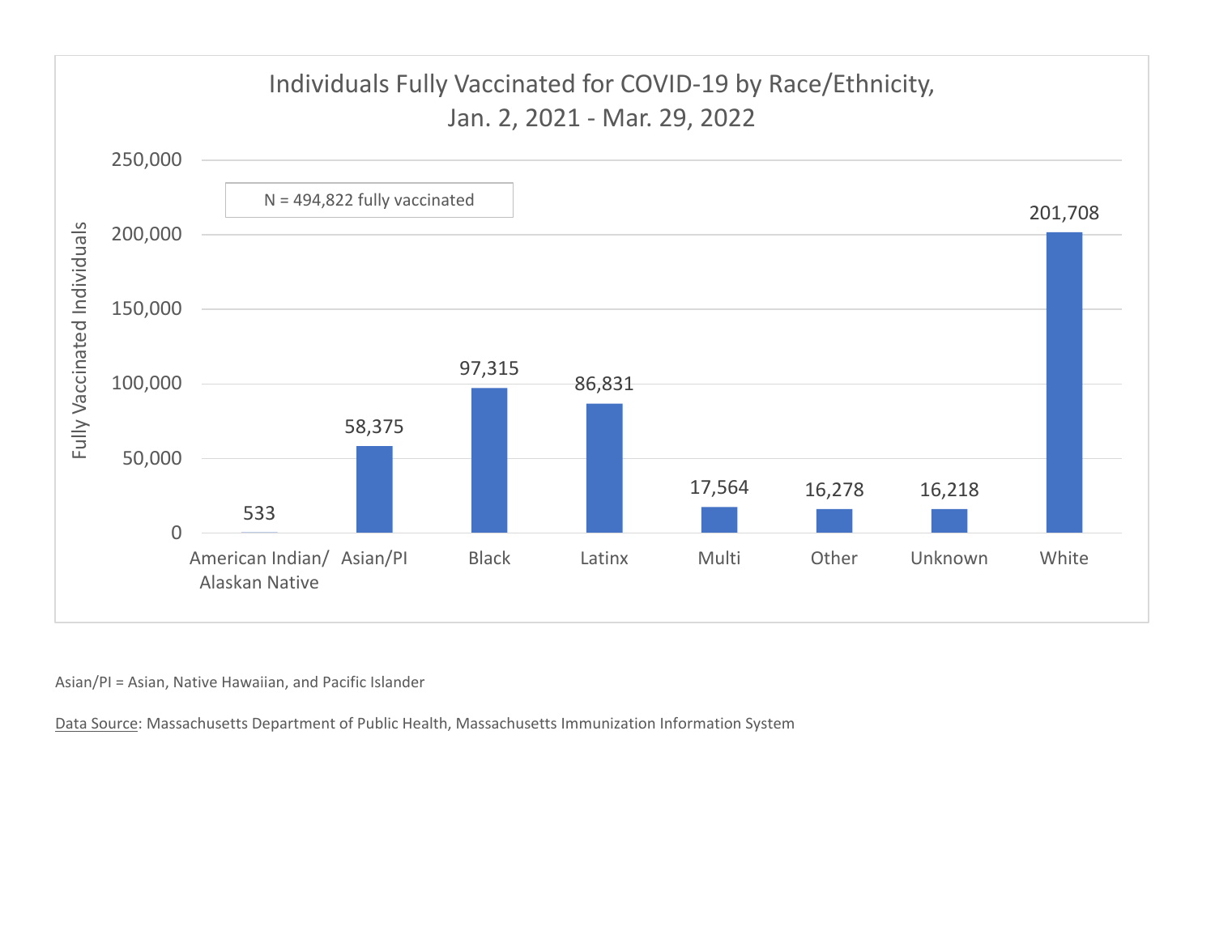## Individuals Fully Vaccinated for COVID-19 by Race/Ethnicity, Jan. 2, 2021 - Mar. 29, 2022

N = 494,822 fully vaccinated

| Race/Ethnicity | Fully Vaccinated Individuals |
|---|---|
| American Indian/ Alaskan Native | 533 |
| Asian/PI | 58,375 |
| Black | 97,315 |
| Latinx | 86,831 |
| Multi | 17,564 |
| Other | 16,278 |
| Unknown | 16,218 |
| White | 201,708 |

Asian/PI = Asian, Native Hawaiian, and Pacific Islander

Data Source: Massachusetts Department of Public Health, Massachusetts Immunization Information System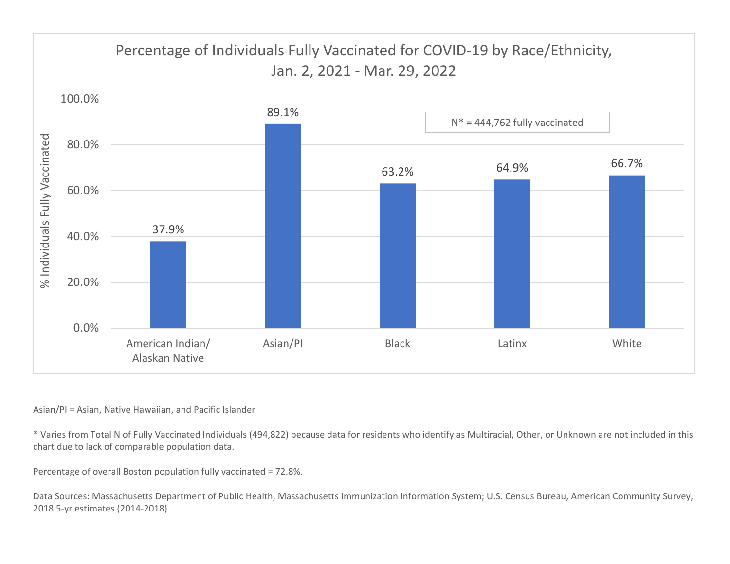## Percentage of Individuals Fully Vaccinated for COVID-19 by Race/Ethnicity, Jan. 2, 2021 - Mar. 29, 2022

N* = 444,762 fully vaccinated

| Race/Ethnicity | % Individuals Fully Vaccinated |
| --- | --- |
| American Indian/ Alaskan Native | 37.9% |
| Asian/PI | 89.1% |
| Black | 63.2% |
| Latinx | 64.9% |
| White | 66.7% |

Asian/PI = Asian, Native Hawaiian, and Pacific Islander

* Varies from Total N of Fully Vaccinated Individuals (494,822) because data for residents who identify as Multiracial, Other, or Unknown are not included in this chart due to lack of comparable population data.

Percentage of overall Boston population fully vaccinated = 72.8%.

Data Sources: Massachusetts Department of Public Health, Massachusetts Immunization Information System; U.S. Census Bureau, American Community Survey, 2018 5-yr estimates (2014-2018)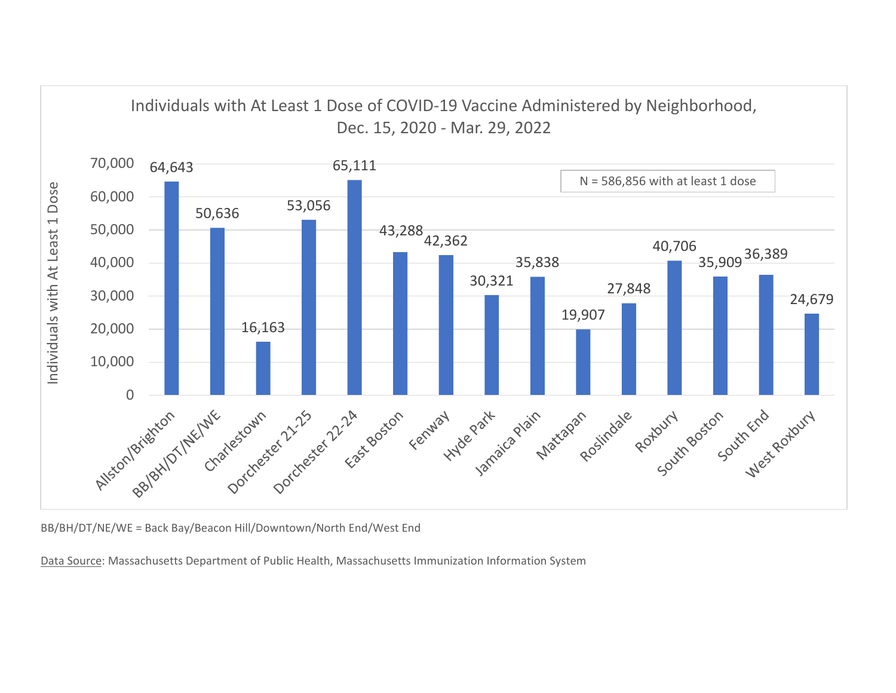## Individuals with At Least 1 Dose of COVID-19 Vaccine Administered by Neighborhood, Dec. 15, 2020 - Mar. 29, 2022

N = 586,856 with at least 1 dose

| Neighborhood | Individuals with At Least 1 Dose |
|---|---|
| Allston/Brighton | 64,643 |
| BB/BH/DT/NE/WE | 50,636 |
| Charlestown | 16,163 |
| Dorchester 21-25 | 53,056 |
| Dorchester 22-24 | 65,111 |
| East Boston | 43,288 |
| Fenway | 42,362 |
| Hyde Park | 30,321 |
| Jamaica Plain | 35,838 |
| Mattapan | 19,907 |
| Roslindale | 27,848 |
| Roxbury | 40,706 |
| South Boston | 35,909 |
| South End | 36,389 |
| West Roxbury | 24,679 |

BB/BH/DT/NE/WE = Back Bay/Beacon Hill/Downtown/North End/West End

Data Source: Massachusetts Department of Public Health, Massachusetts Immunization Information System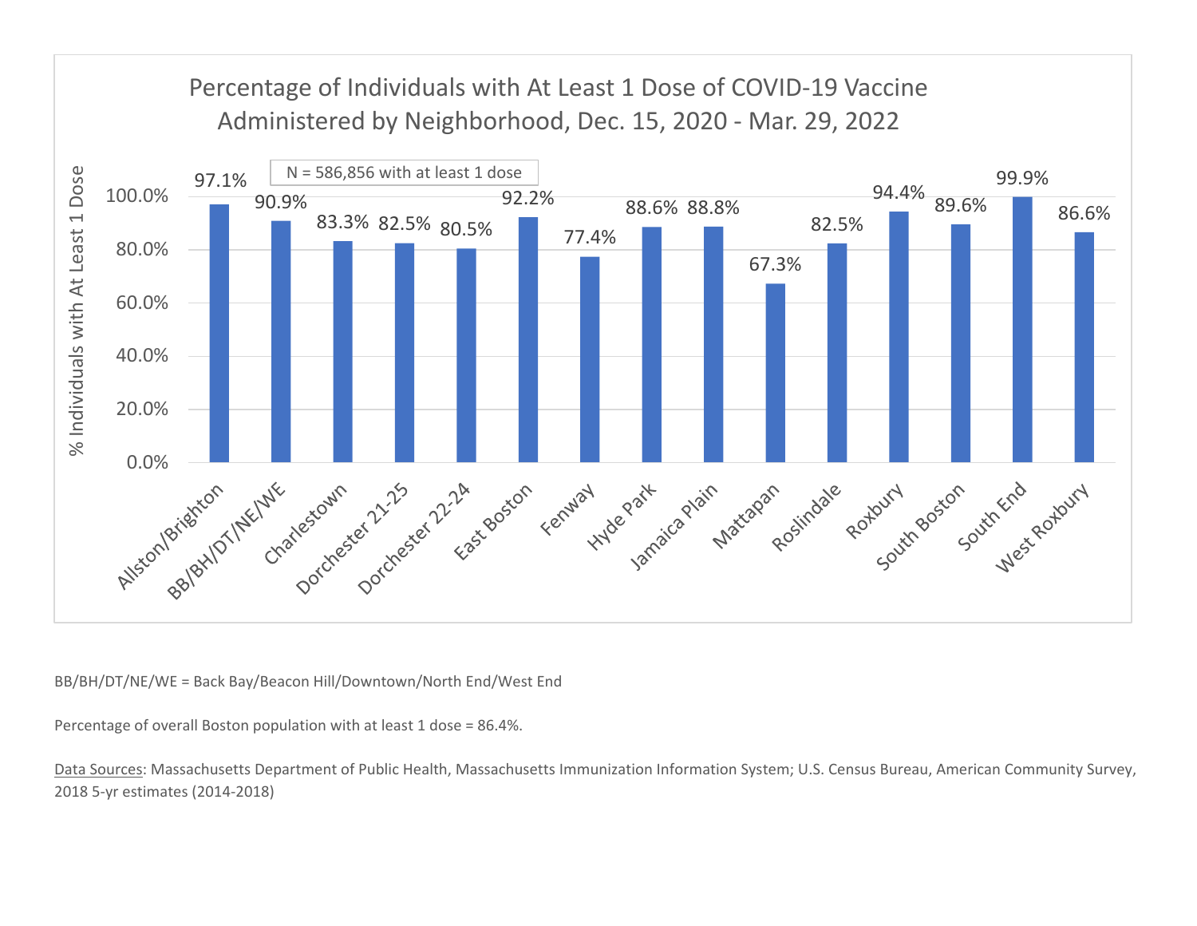## Percentage of Individuals with At Least 1 Dose of COVID-19 Vaccine Administered by Neighborhood, Dec. 15, 2020 - Mar. 29, 2022

N = 586,856 with at least 1 dose

| Neighborhood | % Individuals with At Least 1 Dose |
| --- | --- |
| Allston/Brighton | 97.1% |
| BB/BH/DT/NE/WE | 90.9% |
| Charlestown | 83.3% |
| Dorchester 21-25 | 82.5% |
| Dorchester 22-24 | 80.5% |
| East Boston | 92.2% |
| Fenway | 77.4% |
| Hyde Park | 88.6% |
| Jamaica Plain | 88.8% |
| Mattapan | 67.3% |
| Roslindale | 82.5% |
| Roxbury | 94.4% |
| South Boston | 89.6% |
| South End | 99.9% |
| West Roxbury | 86.6% |

BB/BH/DT/NE/WE = Back Bay/Beacon Hill/Downtown/North End/West End

Percentage of overall Boston population with at least 1 dose = 86.4%.

Data Sources: Massachusetts Department of Public Health, Massachusetts Immunization Information System; U.S. Census Bureau, American Community Survey, 2018 5-yr estimates (2014-2018)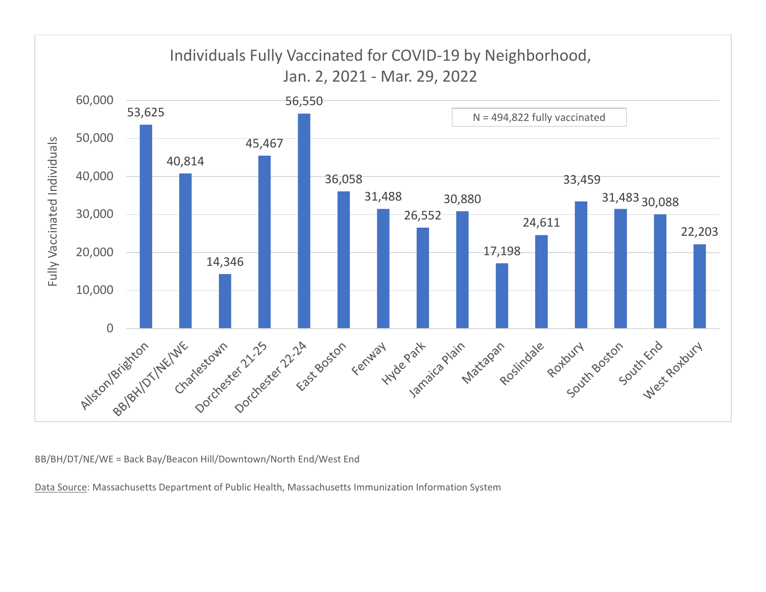## Individuals Fully Vaccinated for COVID-19 by Neighborhood, Jan. 2, 2021 - Mar. 29, 2022

N = 494,822 fully vaccinated

| Neighborhood | Fully Vaccinated Individuals |
|---|---|
| Allston/Brighton | 53,625 |
| BB/BH/DT/NE/WE | 40,814 |
| Charlestown | 14,346 |
| Dorchester 21-25 | 45,467 |
| Dorchester 22-24 | 56,550 |
| East Boston | 36,058 |
| Fenway | 31,488 |
| Hyde Park | 26,552 |
| Jamaica Plain | 30,880 |
| Mattapan | 17,198 |
| Roslindale | 24,611 |
| Roxbury | 33,459 |
| South Boston | 31,483 |
| South End | 30,088 |
| West Roxbury | 22,203 |

BB/BH/DT/NE/WE = Back Bay/Beacon Hill/Downtown/North End/West End

Data Source: Massachusetts Department of Public Health, Massachusetts Immunization Information System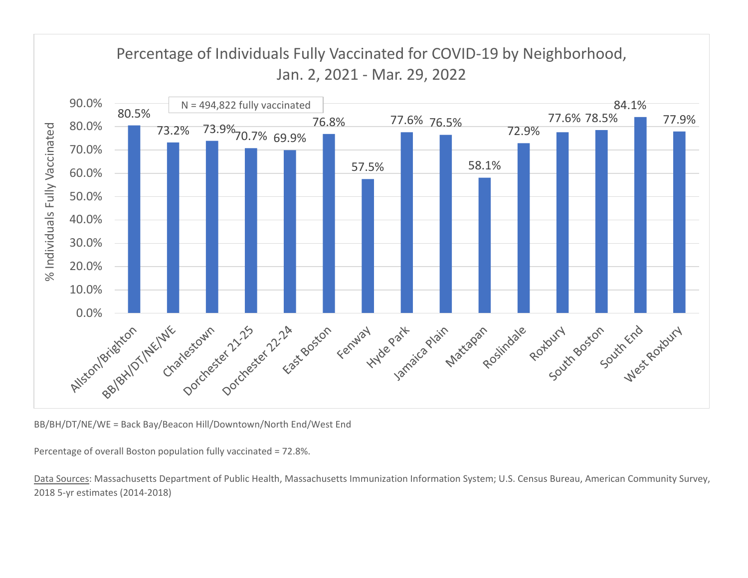## Percentage of Individuals Fully Vaccinated for COVID-19 by Neighborhood, Jan. 2, 2021 - Mar. 29, 2022

N = 494,822 fully vaccinated

| Neighborhood | % Individuals Fully Vaccinated |
|---|---|
| Allston/Brighton | 80.5% |
| BB/BH/DT/NE/WE | 73.2% |
| Charlestown | 73.9% |
| Dorchester 21-25 | 70.7% |
| Dorchester 22-24 | 69.9% |
| East Boston | 76.8% |
| Fenway | 57.5% |
| Hyde Park | 77.6% |
| Jamaica Plain | 76.5% |
| Mattapan | 58.1% |
| Roslindale | 72.9% |
| Roxbury | 77.6% |
| South Boston | 78.5% |
| South End | 84.1% |
| West Roxbury | 77.9% |

BB/BH/DT/NE/WE = Back Bay/Beacon Hill/Downtown/North End/West End

Percentage of overall Boston population fully vaccinated = 72.8%.

Data Sources: Massachusetts Department of Public Health, Massachusetts Immunization Information System; U.S. Census Bureau, American Community Survey, 2018 5-yr estimates (2014-2018)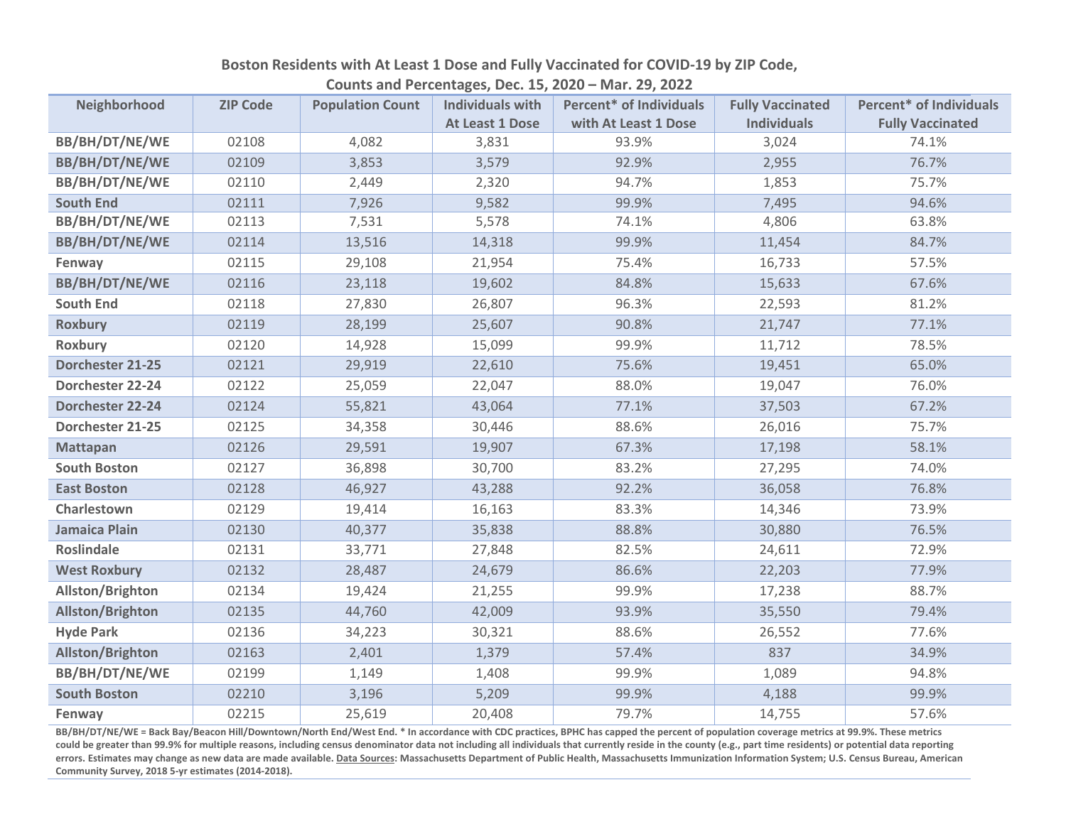**Boston Residents with At Least 1 Dose and Fully Vaccinated for COVID-19 by ZIP Code, Counts and Percentages, Dec. 15, 2020 – Mar. 29, 2022**

| Neighborhood | ZIP Code | Population Count | Individuals with At Least 1 Dose | Percent* of Individuals with At Least 1 Dose | Fully Vaccinated Individuals | Percent* of Individuals Fully Vaccinated |
|---|---|---|---|---|---|---|
| BB/BH/DT/NE/WE | 02108 | 4,082 | 3,831 | 93.9% | 3,024 | 74.1% |
| BB/BH/DT/NE/WE | 02109 | 3,853 | 3,579 | 92.9% | 2,955 | 76.7% |
| BB/BH/DT/NE/WE | 02110 | 2,449 | 2,320 | 94.7% | 1,853 | 75.7% |
| South End | 02111 | 7,926 | 9,582 | 99.9% | 7,495 | 94.6% |
| BB/BH/DT/NE/WE | 02113 | 7,531 | 5,578 | 74.1% | 4,806 | 63.8% |
| BB/BH/DT/NE/WE | 02114 | 13,516 | 14,318 | 99.9% | 11,454 | 84.7% |
| Fenway | 02115 | 29,108 | 21,954 | 75.4% | 16,733 | 57.5% |
| BB/BH/DT/NE/WE | 02116 | 23,118 | 19,602 | 84.8% | 15,633 | 67.6% |
| South End | 02118 | 27,830 | 26,807 | 96.3% | 22,593 | 81.2% |
| Roxbury | 02119 | 28,199 | 25,607 | 90.8% | 21,747 | 77.1% |
| Roxbury | 02120 | 14,928 | 15,099 | 99.9% | 11,712 | 78.5% |
| Dorchester 21-25 | 02121 | 29,919 | 22,610 | 75.6% | 19,451 | 65.0% |
| Dorchester 22-24 | 02122 | 25,059 | 22,047 | 88.0% | 19,047 | 76.0% |
| Dorchester 22-24 | 02124 | 55,821 | 43,064 | 77.1% | 37,503 | 67.2% |
| Dorchester 21-25 | 02125 | 34,358 | 30,446 | 88.6% | 26,016 | 75.7% |
| Mattapan | 02126 | 29,591 | 19,907 | 67.3% | 17,198 | 58.1% |
| South Boston | 02127 | 36,898 | 30,700 | 83.2% | 27,295 | 74.0% |
| East Boston | 02128 | 46,927 | 43,288 | 92.2% | 36,058 | 76.8% |
| Charlestown | 02129 | 19,414 | 16,163 | 83.3% | 14,346 | 73.9% |
| Jamaica Plain | 02130 | 40,377 | 35,838 | 88.8% | 30,880 | 76.5% |
| Roslindale | 02131 | 33,771 | 27,848 | 82.5% | 24,611 | 72.9% |
| West Roxbury | 02132 | 28,487 | 24,679 | 86.6% | 22,203 | 77.9% |
| Allston/Brighton | 02134 | 19,424 | 21,255 | 99.9% | 17,238 | 88.7% |
| Allston/Brighton | 02135 | 44,760 | 42,009 | 93.9% | 35,550 | 79.4% |
| Hyde Park | 02136 | 34,223 | 30,321 | 88.6% | 26,552 | 77.6% |
| Allston/Brighton | 02163 | 2,401 | 1,379 | 57.4% | 837 | 34.9% |
| BB/BH/DT/NE/WE | 02199 | 1,149 | 1,408 | 99.9% | 1,089 | 94.8% |
| South Boston | 02210 | 3,196 | 5,209 | 99.9% | 4,188 | 99.9% |
| Fenway | 02215 | 25,619 | 20,408 | 79.7% | 14,755 | 57.6% |

BB/BH/DT/NE/WE = Back Bay/Beacon Hill/Downtown/North End/West End. * In accordance with CDC practices, BPHC has capped the percent of population coverage metrics at 99.9%. These metrics could be greater than 99.9% for multiple reasons, including census denominator data not including all individuals that currently reside in the county (e.g., part time residents) or potential data reporting errors. Estimates may change as new data are made available. Data Sources: Massachusetts Department of Public Health, Massachusetts Immunization Information System; U.S. Census Bureau, American Community Survey, 2018 5-yr estimates (2014-2018).